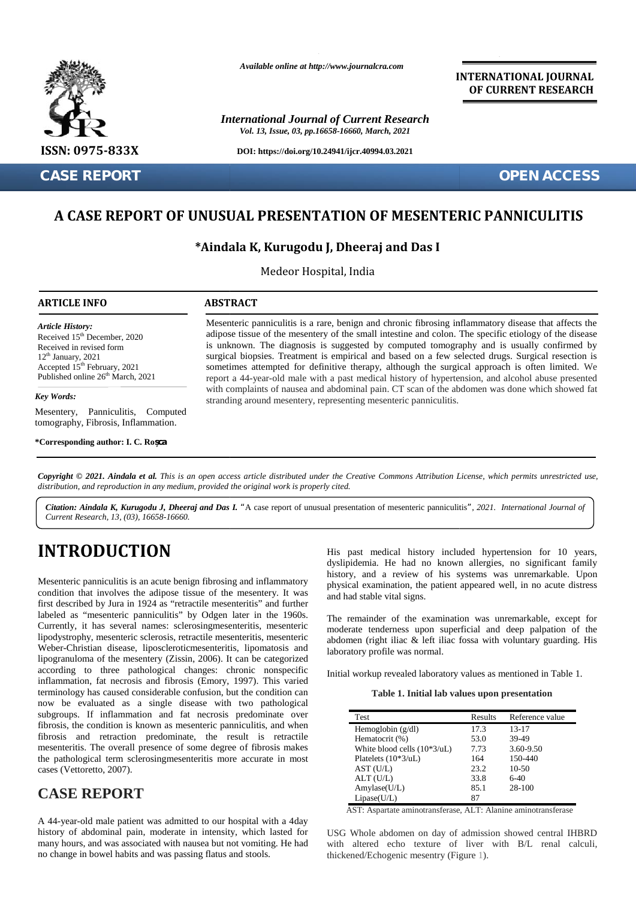*Available online at http://www.journalcra.com*

**INTERNATIONAL JOURNAL OF CURRENT RESEARCH**

***International Journal of Current Research***
*Vol. 13, Issue, 03, pp.16658-16660, March, 2021*

**DOI: https://doi.org/10.24941/ijcr.40994.03.2021**

**ISSN: 0975-833X**

**CASE REPORT** **OPEN ACCESS**

# A CASE REPORT OF UNUSUAL PRESENTATION OF MESENTERIC PANNICULITIS

**\*Aindala K, Kurugodu J, Dheeraj and Das I**

Medeor Hospital, India

## ARTICLE INFO

***Article History:***
Received 15th December, 2020
Received in revised form
12th January, 2021
Accepted 15th February, 2021
Published online 26th March, 2021

***Key Words:***

Mesentery, Panniculitis, Computed tomography, Fibrosis, Inflammation.

**\*Corresponding author: I. C. Roșca**

## ABSTRACT

Mesenteric panniculitis is a rare, benign and chronic fibrosing inflammatory disease that affects the adipose tissue of the mesentery of the small intestine and colon. The specific etiology of the disease is unknown. The diagnosis is suggested by computed tomography and is usually confirmed by surgical biopsies. Treatment is empirical and based on a few selected drugs. Surgical resection is sometimes attempted for definitive therapy, although the surgical approach is often limited. We report a 44-year-old male with a past medical history of hypertension, and alcohol abuse presented with complaints of nausea and abdominal pain. CT scan of the abdomen was done which showed fat stranding around mesentery, representing mesenteric panniculitis.

***Copyright © 2021. Aindala et al.** This is an open access article distributed under the Creative Commons Attribution License, which permits unrestricted use, distribution, and reproduction in any medium, provided the original work is properly cited.*

***Citation: Aindala K, Kurugodu J, Dheeraj and Das I.*** "A case report of unusual presentation of mesenteric panniculitis", *2021. International Journal of Current Research, 13, (03), 16658-16660.*

# INTRODUCTION

Mesenteric panniculitis is an acute benign fibrosing and inflammatory condition that involves the adipose tissue of the mesentery. It was first described by Jura in 1924 as "retractile mesenteritis" and further labeled as "mesenteric panniculitis" by Odgen later in the 1960s. Currently, it has several names: sclerosingmesenteritis, mesenteric lipodystrophy, mesenteric sclerosis, retractile mesenteritis, mesenteric Weber-Christian disease, liposcleroticmesenteritis, lipomatosis and lipogranuloma of the mesentery (Zissin, 2006). It can be categorized according to three pathological changes: chronic nonspecific inflammation, fat necrosis and fibrosis (Emory, 1997). This varied terminology has caused considerable confusion, but the condition can now be evaluated as a single disease with two pathological subgroups. If inflammation and fat necrosis predominate over fibrosis, the condition is known as mesenteric panniculitis, and when fibrosis and retraction predominate, the result is retractile mesenteritis. The overall presence of some degree of fibrosis makes the pathological term sclerosingmesenteritis more accurate in most cases (Vettoretto, 2007).

## CASE REPORT

A 44-year-old male patient was admitted to our hospital with a 4day history of abdominal pain, moderate in intensity, which lasted for many hours, and was associated with nausea but not vomiting. He had no change in bowel habits and was passing flatus and stools.

His past medical history included hypertension for 10 years, dyslipidemia. He had no known allergies, no significant family history, and a review of his systems was unremarkable. Upon physical examination, the patient appeared well, in no acute distress and had stable vital signs.

The remainder of the examination was unremarkable, except for moderate tenderness upon superficial and deep palpation of the abdomen (right iliac & left iliac fossa with voluntary guarding. His laboratory profile was normal.

Initial workup revealed laboratory values as mentioned in Table 1.

**Table 1. Initial lab values upon presentation**

| Test | Results | Reference value |
|---|---|---|
| Hemoglobin (g/dl) | 17.3 | 13-17 |
| Hematocrit (%) | 53.0 | 39-49 |
| White blood cells (10*3/uL) | 7.73 | 3.60-9.50 |
| Platelets (10*3/uL) | 164 | 150-440 |
| AST (U/L) | 23.2 | 10-50 |
| ALT (U/L) | 33.8 | 6-40 |
| Amylase(U/L) | 85.1 | 28-100 |
| Lipase(U/L) | 87 | |

AST: Aspartate aminotransferase, ALT: Alanine aminotransferase

USG Whole abdomen on day of admission showed central IHBRD with altered echo texture of liver with B/L renal calculi, thickened/Echogenic mesentry (Figure 1).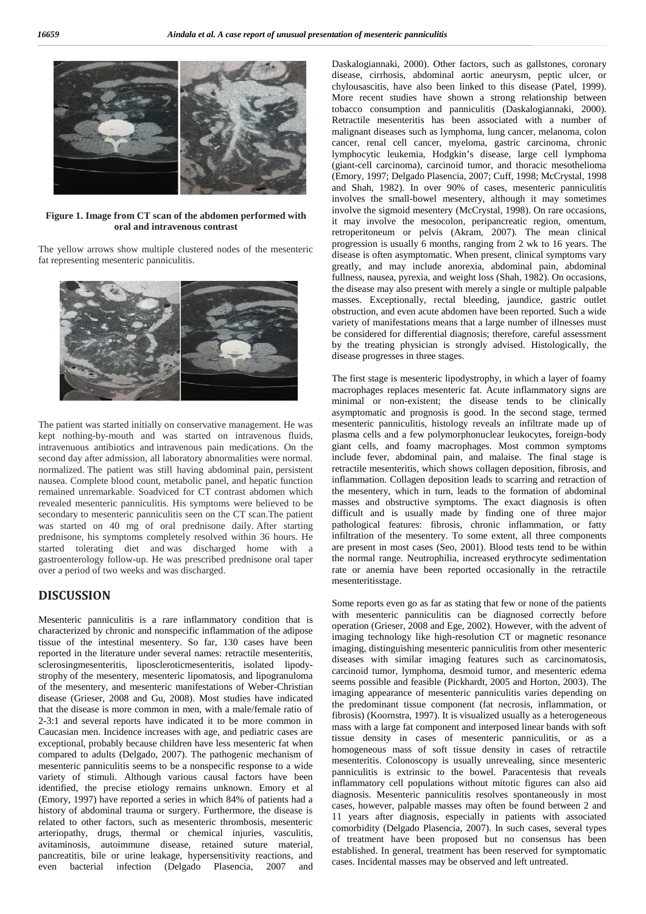**Figure 1. Image from CT scan of the abdomen performed with oral and intravenous contrast**

The yellow arrows show multiple clustered nodes of the mesenteric fat representing mesenteric panniculitis.

The patient was started initially on conservative management. He was kept nothing-by-mouth and was started on intravenous fluids, intravenuous antibiotics and intravenous pain medications. On the second day after admission, all laboratory abnormalities were normal. normalized. The patient was still having abdominal pain, persistent nausea. Complete blood count, metabolic panel, and hepatic function remained unremarkable. Soadviced for CT contrast abdomen which revealed mesenteric panniculitis. His symptoms were believed to be secondary to mesenteric panniculitis seen on the CT scan.The patient was started on 40 mg of oral prednisone daily. After starting prednisone, his symptoms completely resolved within 36 hours. He started tolerating diet and was discharged home with a gastroenterology follow-up. He was prescribed prednisone oral taper over a period of two weeks and was discharged.

## DISCUSSION

Mesenteric panniculitis is a rare inflammatory condition that is characterized by chronic and nonspecific inflammation of the adipose tissue of the intestinal mesentery. So far, 130 cases have been reported in the literature under several names: retractile mesenteritis, sclerosingmesenteritis, liposcleroticmesenteritis, isolated lipody-strophy of the mesentery, mesenteric lipomatosis, and lipogranuloma of the mesentery, and mesenteric manifestations of Weber-Christian disease (Grieser, 2008 and Gu, 2008). Most studies have indicated that the disease is more common in men, with a male/female ratio of 2-3:1 and several reports have indicated it to be more common in Caucasian men. Incidence increases with age, and pediatric cases are exceptional, probably because children have less mesenteric fat when compared to adults (Delgado, 2007). The pathogenic mechanism of mesenteric panniculitis seems to be a nonspecific response to a wide variety of stimuli. Although various causal factors have been identified, the precise etiology remains unknown. Emory et al (Emory, 1997) have reported a series in which 84% of patients had a history of abdominal trauma or surgery. Furthermore, the disease is related to other factors, such as mesenteric thrombosis, mesenteric arteriopathy, drugs, thermal or chemical injuries, vasculitis, avitaminosis, autoimmune disease, retained suture material, pancreatitis, bile or urine leakage, hypersensitivity reactions, and even bacterial infection (Delgado Plasencia, 2007 and Daskalogiannaki, 2000). Other factors, such as gallstones, coronary disease, cirrhosis, abdominal aortic aneurysm, peptic ulcer, or chylousascitis, have also been linked to this disease (Patel, 1999). More recent studies have shown a strong relationship between tobacco consumption and panniculitis (Daskalogiannaki, 2000). Retractile mesenteritis has been associated with a number of malignant diseases such as lymphoma, lung cancer, melanoma, colon cancer, renal cell cancer, myeloma, gastric carcinoma, chronic lymphocytic leukemia, Hodgkin's disease, large cell lymphoma (giant-cell carcinoma), carcinoid tumor, and thoracic mesothelioma (Emory, 1997; Delgado Plasencia, 2007; Cuff, 1998; McCrystal, 1998 and Shah, 1982). In over 90% of cases, mesenteric panniculitis involves the small-bowel mesentery, although it may sometimes involve the sigmoid mesentery (McCrystal, 1998). On rare occasions, it may involve the mesocolon, peripancreatic region, omentum, retroperitoneum or pelvis (Akram, 2007). The mean clinical progression is usually 6 months, ranging from 2 wk to 16 years. The disease is often asymptomatic. When present, clinical symptoms vary greatly, and may include anorexia, abdominal pain, abdominal fullness, nausea, pyrexia, and weight loss (Shah, 1982). On occasions, the disease may also present with merely a single or multiple palpable masses. Exceptionally, rectal bleeding, jaundice, gastric outlet obstruction, and even acute abdomen have been reported. Such a wide variety of manifestations means that a large number of illnesses must be considered for differential diagnosis; therefore, careful assessment by the treating physician is strongly advised. Histologically, the disease progresses in three stages.

The first stage is mesenteric lipodystrophy, in which a layer of foamy macrophages replaces mesenteric fat. Acute inflammatory signs are minimal or non-existent; the disease tends to be clinically asymptomatic and prognosis is good. In the second stage, termed mesenteric panniculitis, histology reveals an infiltrate made up of plasma cells and a few polymorphonuclear leukocytes, foreign-body giant cells, and foamy macrophages. Most common symptoms include fever, abdominal pain, and malaise. The final stage is retractile mesenteritis, which shows collagen deposition, fibrosis, and inflammation. Collagen deposition leads to scarring and retraction of the mesentery, which in turn, leads to the formation of abdominal masses and obstructive symptoms. The exact diagnosis is often difficult and is usually made by finding one of three major pathological features: fibrosis, chronic inflammation, or fatty infiltration of the mesentery. To some extent, all three components are present in most cases (Seo, 2001). Blood tests tend to be within the normal range. Neutrophilia, increased erythrocyte sedimentation rate or anemia have been reported occasionally in the retractile mesenteritisstage.

Some reports even go as far as stating that few or none of the patients with mesenteric panniculitis can be diagnosed correctly before operation (Grieser, 2008 and Ege, 2002). However, with the advent of imaging technology like high-resolution CT or magnetic resonance imaging, distinguishing mesenteric panniculitis from other mesenteric diseases with similar imaging features such as carcinomatosis, carcinoid tumor, lymphoma, desmoid tumor, and mesenteric edema seems possible and feasible (Pickhardt, 2005 and Horton, 2003). The imaging appearance of mesenteric panniculitis varies depending on the predominant tissue component (fat necrosis, inflammation, or fibrosis) (Koornstra, 1997). It is visualized usually as a heterogeneous mass with a large fat component and interposed linear bands with soft tissue density in cases of mesenteric panniculitis, or as a homogeneous mass of soft tissue density in cases of retractile mesenteritis. Colonoscopy is usually unrevealing, since mesenteric panniculitis is extrinsic to the bowel. Paracentesis that reveals inflammatory cell populations without mitotic figures can also aid diagnosis. Mesenteric panniculitis resolves spontaneously in most cases, however, palpable masses may often be found between 2 and 11 years after diagnosis, especially in patients with associated comorbidity (Delgado Plasencia, 2007). In such cases, several types of treatment have been proposed but no consensus has been established. In general, treatment has been reserved for symptomatic cases. Incidental masses may be observed and left untreated.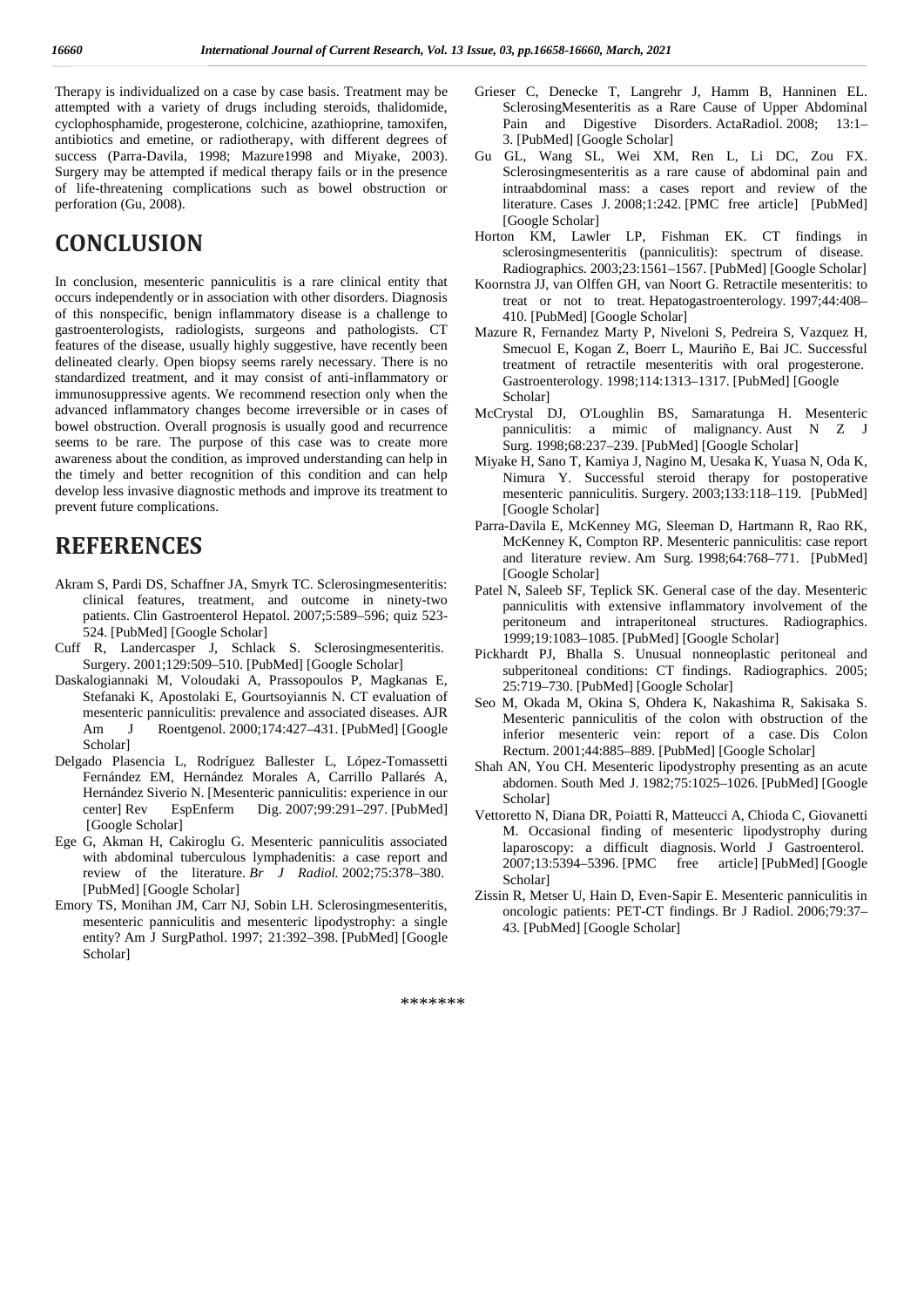Therapy is individualized on a case by case basis. Treatment may be attempted with a variety of drugs including steroids, thalidomide, cyclophosphamide, progesterone, colchicine, azathioprine, tamoxifen, antibiotics and emetine, or radiotherapy, with different degrees of success (Parra-Davila, 1998; Mazure1998 and Miyake, 2003). Surgery may be attempted if medical therapy fails or in the presence of life-threatening complications such as bowel obstruction or perforation (Gu, 2008).

# CONCLUSION

In conclusion, mesenteric panniculitis is a rare clinical entity that occurs independently or in association with other disorders. Diagnosis of this nonspecific, benign inflammatory disease is a challenge to gastroenterologists, radiologists, surgeons and pathologists. CT features of the disease, usually highly suggestive, have recently been delineated clearly. Open biopsy seems rarely necessary. There is no standardized treatment, and it may consist of anti-inflammatory or immunosuppressive agents. We recommend resection only when the advanced inflammatory changes become irreversible or in cases of bowel obstruction. Overall prognosis is usually good and recurrence seems to be rare. The purpose of this case was to create more awareness about the condition, as improved understanding can help in the timely and better recognition of this condition and can help develop less invasive diagnostic methods and improve its treatment to prevent future complications.

# REFERENCES

Akram S, Pardi DS, Schaffner JA, Smyrk TC. Sclerosingmesenteritis: clinical features, treatment, and outcome in ninety-two patients. Clin Gastroenterol Hepatol. 2007;5:589–596; quiz 523-524. [PubMed] [Google Scholar]

Cuff R, Landercasper J, Schlack S. Sclerosingmesenteritis. Surgery. 2001;129:509–510. [PubMed] [Google Scholar]

Daskalogiannaki M, Voloudaki A, Prassopoulos P, Magkanas E, Stefanaki K, Apostolaki E, Gourtsoyiannis N. CT evaluation of mesenteric panniculitis: prevalence and associated diseases. AJR Am J Roentgenol. 2000;174:427–431. [PubMed] [Google Scholar]

Delgado Plasencia L, Rodríguez Ballester L, López-Tomassetti Fernández EM, Hernández Morales A, Carrillo Pallarés A, Hernández Siverio N. [Mesenteric panniculitis: experience in our center] Rev EspEnferm Dig. 2007;99:291–297. [PubMed] [Google Scholar]

Ege G, Akman H, Cakiroglu G. Mesenteric panniculitis associated with abdominal tuberculous lymphadenitis: a case report and review of the literature. *Br J Radiol.* 2002;75:378–380. [PubMed] [Google Scholar]

Emory TS, Monihan JM, Carr NJ, Sobin LH. Sclerosingmesenteritis, mesenteric panniculitis and mesenteric lipodystrophy: a single entity? Am J SurgPathol. 1997; 21:392–398. [PubMed] [Google Scholar]

Grieser C, Denecke T, Langrehr J, Hamm B, Hanninen EL. SclerosingMesenteritis as a Rare Cause of Upper Abdominal Pain and Digestive Disorders. ActaRadiol. 2008; 13:1–3. [PubMed] [Google Scholar]

Gu GL, Wang SL, Wei XM, Ren L, Li DC, Zou FX. Sclerosingmesenteritis as a rare cause of abdominal pain and intraabdominal mass: a cases report and review of the literature. Cases J. 2008;1:242. [PMC free article] [PubMed] [Google Scholar]

Horton KM, Lawler LP, Fishman EK. CT findings in sclerosingmesenteritis (panniculitis): spectrum of disease. Radiographics. 2003;23:1561–1567. [PubMed] [Google Scholar]

Koornstra JJ, van Olffen GH, van Noort G. Retractile mesenteritis: to treat or not to treat. Hepatogastroenterology. 1997;44:408–410. [PubMed] [Google Scholar]

Mazure R, Fernandez Marty P, Niveloni S, Pedreira S, Vazquez H, Smecuol E, Kogan Z, Boerr L, Mauriño E, Bai JC. Successful treatment of retractile mesenteritis with oral progesterone. Gastroenterology. 1998;114:1313–1317. [PubMed] [Google Scholar]

McCrystal DJ, O'Loughlin BS, Samaratunga H. Mesenteric panniculitis: a mimic of malignancy. Aust N Z J Surg. 1998;68:237–239. [PubMed] [Google Scholar]

Miyake H, Sano T, Kamiya J, Nagino M, Uesaka K, Yuasa N, Oda K, Nimura Y. Successful steroid therapy for postoperative mesenteric panniculitis. Surgery. 2003;133:118–119. [PubMed] [Google Scholar]

Parra-Davila E, McKenney MG, Sleeman D, Hartmann R, Rao RK, McKenney K, Compton RP. Mesenteric panniculitis: case report and literature review. Am Surg. 1998;64:768–771. [PubMed] [Google Scholar]

Patel N, Saleeb SF, Teplick SK. General case of the day. Mesenteric panniculitis with extensive inflammatory involvement of the peritoneum and intraperitoneal structures. Radiographics. 1999;19:1083–1085. [PubMed] [Google Scholar]

Pickhardt PJ, Bhalla S. Unusual nonneoplastic peritoneal and subperitoneal conditions: CT findings. Radiographics. 2005; 25:719–730. [PubMed] [Google Scholar]

Seo M, Okada M, Okina S, Ohdera K, Nakashima R, Sakisaka S. Mesenteric panniculitis of the colon with obstruction of the inferior mesenteric vein: report of a case. Dis Colon Rectum. 2001;44:885–889. [PubMed] [Google Scholar]

Shah AN, You CH. Mesenteric lipodystrophy presenting as an acute abdomen. South Med J. 1982;75:1025–1026. [PubMed] [Google Scholar]

Vettoretto N, Diana DR, Poiatti R, Matteucci A, Chioda C, Giovanetti M. Occasional finding of mesenteric lipodystrophy during laparoscopy: a difficult diagnosis. World J Gastroenterol. 2007;13:5394–5396. [PMC free article] [PubMed] [Google Scholar]

Zissin R, Metser U, Hain D, Even-Sapir E. Mesenteric panniculitis in oncologic patients: PET-CT findings. Br J Radiol. 2006;79:37–43. [PubMed] [Google Scholar]

*******